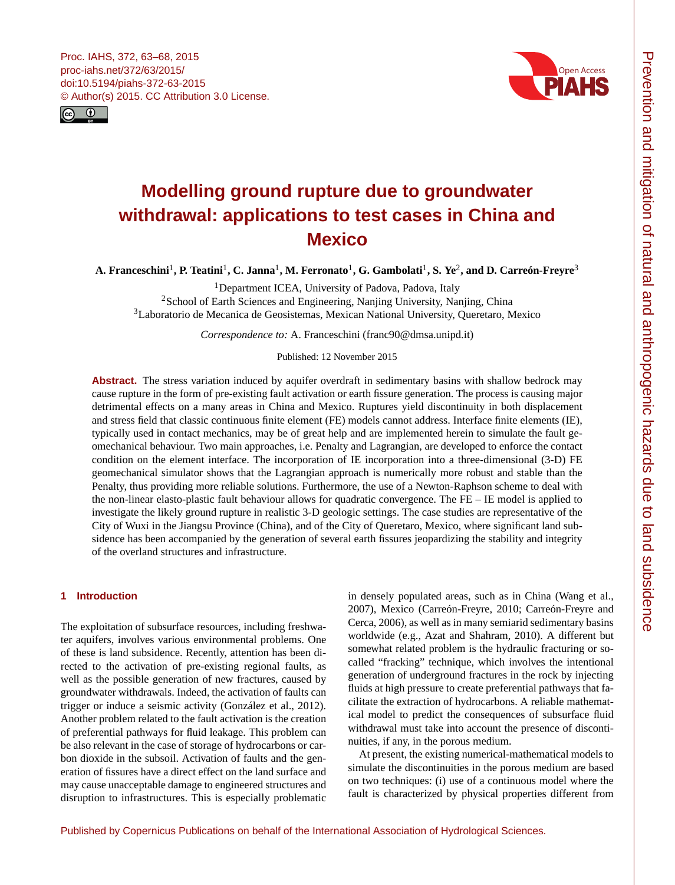# Modelling ground rupture due to groundwater withdrawal: applications to test cases in China and Mexico

**A. Franceschini[1], P. Teatini[1], C. Janna[1], M. Ferronato[1], G. Gambolati[1], S. Ye[2], and D. Carreón-Freyre[3]**

[1]Department ICEA, University of Padova, Padova, Italy
[2]School of Earth Sciences and Engineering, Nanjing University, Nanjing, China
[3]Laboratorio de Mecanica de Geosistemas, Mexican National University, Queretaro, Mexico

*Correspondence to:* A. Franceschini (franc90@dmsa.unipd.it)

Published: 12 November 2015

**Abstract.** The stress variation induced by aquifer overdraft in sedimentary basins with shallow bedrock may cause rupture in the form of pre-existing fault activation or earth fissure generation. The process is causing major detrimental effects on a many areas in China and Mexico. Ruptures yield discontinuity in both displacement and stress field that classic continuous finite element (FE) models cannot address. Interface finite elements (IE), typically used in contact mechanics, may be of great help and are implemented herein to simulate the fault geomechanical behaviour. Two main approaches, i.e. Penalty and Lagrangian, are developed to enforce the contact condition on the element interface. The incorporation of IE incorporation into a three-dimensional (3-D) FE geomechanical simulator shows that the Lagrangian approach is numerically more robust and stable than the Penalty, thus providing more reliable solutions. Furthermore, the use of a Newton-Raphson scheme to deal with the non-linear elasto-plastic fault behaviour allows for quadratic convergence. The FE – IE model is applied to investigate the likely ground rupture in realistic 3-D geologic settings. The case studies are representative of the City of Wuxi in the Jiangsu Province (China), and of the City of Queretaro, Mexico, where significant land subsidence has been accompanied by the generation of several earth fissures jeopardizing the stability and integrity of the overland structures and infrastructure.

## 1 Introduction

The exploitation of subsurface resources, including freshwater aquifers, involves various environmental problems. One of these is land subsidence. Recently, attention has been directed to the activation of pre-existing regional faults, as well as the possible generation of new fractures, caused by groundwater withdrawals. Indeed, the activation of faults can trigger or induce a seismic activity (González et al., 2012). Another problem related to the fault activation is the creation of preferential pathways for fluid leakage. This problem can be also relevant in the case of storage of hydrocarbons or carbon dioxide in the subsoil. Activation of faults and the generation of fissures have a direct effect on the land surface and may cause unacceptable damage to engineered structures and disruption to infrastructures. This is especially problematic in densely populated areas, such as in China (Wang et al., 2007), Mexico (Carreón-Freyre, 2010; Carreón-Freyre and Cerca, 2006), as well as in many semiarid sedimentary basins worldwide (e.g., Azat and Shahram, 2010). A different but somewhat related problem is the hydraulic fracturing or so-called "fracking" technique, which involves the intentional generation of underground fractures in the rock by injecting fluids at high pressure to create preferential pathways that facilitate the extraction of hydrocarbons. A reliable mathematical model to predict the consequences of subsurface fluid withdrawal must take into account the presence of discontinuities, if any, in the porous medium.

At present, the existing numerical-mathematical models to simulate the discontinuities in the porous medium are based on two techniques: (i) use of a continuous model where the fault is characterized by physical properties different from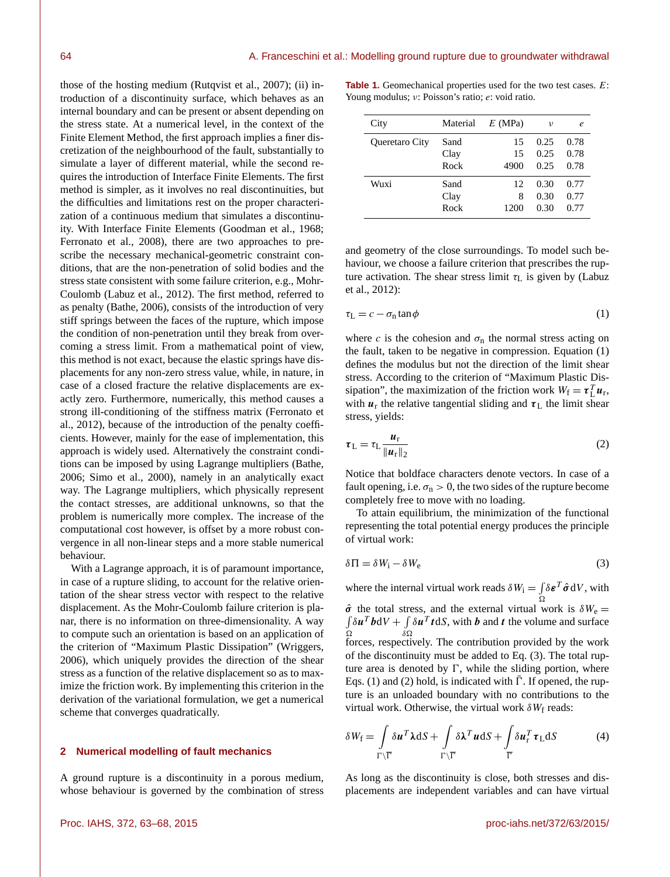those of the hosting medium (Rutqvist et al., 2007); (ii) introduction of a discontinuity surface, which behaves as an internal boundary and can be present or absent depending on the stress state. At a numerical level, in the context of the Finite Element Method, the first approach implies a finer discretization of the neighbourhood of the fault, substantially to simulate a layer of different material, while the second requires the introduction of Interface Finite Elements. The first method is simpler, as it involves no real discontinuities, but the difficulties and limitations rest on the proper characterization of a continuous medium that simulates a discontinuity. With Interface Finite Elements (Goodman et al., 1968; Ferronato et al., 2008), there are two approaches to prescribe the necessary mechanical-geometric constraint conditions, that are the non-penetration of solid bodies and the stress state consistent with some failure criterion, e.g., Mohr-Coulomb (Labuz et al., 2012). The first method, referred to as penalty (Bathe, 2006), consists of the introduction of very stiff springs between the faces of the rupture, which impose the condition of non-penetration until they break from overcoming a stress limit. From a mathematical point of view, this method is not exact, because the elastic springs have displacements for any non-zero stress value, while, in nature, in case of a closed fracture the relative displacements are exactly zero. Furthermore, numerically, this method causes a strong ill-conditioning of the stiffness matrix (Ferronato et al., 2012), because of the introduction of the penalty coefficients. However, mainly for the ease of implementation, this approach is widely used. Alternatively the constraint conditions can be imposed by using Lagrange multipliers (Bathe, 2006; Simo et al., 2000), namely in an analytically exact way. The Lagrange multipliers, which physically represent the contact stresses, are additional unknowns, so that the problem is numerically more complex. The increase of the computational cost however, is offset by a more robust convergence in all non-linear steps and a more stable numerical behaviour.

With a Lagrange approach, it is of paramount importance, in case of a rupture sliding, to account for the relative orientation of the shear stress vector with respect to the relative displacement. As the Mohr-Coulomb failure criterion is planar, there is no information on three-dimensionality. A way to compute such an orientation is based on an application of the criterion of "Maximum Plastic Dissipation" (Wriggers, 2006), which uniquely provides the direction of the shear stress as a function of the relative displacement so as to maximize the friction work. By implementing this criterion in the derivation of the variational formulation, we get a numerical scheme that converges quadratically.

## 2 Numerical modelling of fault mechanics

A ground rupture is a discontinuity in a porous medium, whose behaviour is governed by the combination of stress and geometry of the close surroundings. To model such behaviour, we choose a failure criterion that prescribes the rupture activation. The shear stress limit $\tau_L$ is given by (Labuz et al., 2012):

$$\tau_L = c - \sigma_n \tan\phi \tag{1}$$

where $c$ is the cohesion and $\sigma_n$ the normal stress acting on the fault, taken to be negative in compression. Equation (1) defines the modulus but not the direction of the limit shear stress. According to the criterion of "Maximum Plastic Dissipation", the maximization of the friction work $W_f = \boldsymbol{\tau}_L^T \boldsymbol{u}_r$, with $\boldsymbol{u}_r$ the relative tangential sliding and $\boldsymbol{\tau}_L$ the limit shear stress, yields:

$$\boldsymbol{\tau}_L = \tau_L \frac{\boldsymbol{u}_r}{\|\boldsymbol{u}_r\|_2} \tag{2}$$

Notice that boldface characters denote vectors. In case of a fault opening, i.e. $\sigma_n > 0$, the two sides of the rupture become completely free to move with no loading.

To attain equilibrium, the minimization of the functional representing the total potential energy produces the principle of virtual work:

$$\delta\Pi = \delta W_i - \delta W_e \tag{3}$$

where the internal virtual work reads $\delta W_i = \int_\Omega \delta\boldsymbol{\varepsilon}^T \hat{\boldsymbol{\sigma}} \, dV$, with $\hat{\boldsymbol{\sigma}}$ the total stress, and the external virtual work is $\delta W_e = \int_\Omega \delta\boldsymbol{u}^T \boldsymbol{b} \, dV + \int_{\delta\Omega} \delta\boldsymbol{u}^T \boldsymbol{t} \, dS$, with $\boldsymbol{b}$ and $\boldsymbol{t}$ the volume and surface forces, respectively. The contribution provided by the work of the discontinuity must be added to Eq. (3). The total rupture area is denoted by $\Gamma$, while the sliding portion, where Eqs. (1) and (2) hold, is indicated with $\bar{\Gamma}$. If opened, the rupture is an unloaded boundary with no contributions to the virtual work. Otherwise, the virtual work $\delta W_f$ reads:

$$\delta W_f = \int_{\Gamma\setminus\bar{\Gamma}} \delta\boldsymbol{u}^T \boldsymbol{\lambda} \, dS + \int_{\Gamma\setminus\bar{\Gamma}} \delta\boldsymbol{\lambda}^T \boldsymbol{u} \, dS + \int_{\bar{\Gamma}} \delta\boldsymbol{u}_r^T \boldsymbol{\tau}_L \, dS \tag{4}$$

As long as the discontinuity is close, both stresses and displacements are independent variables and can have virtual

**Table 1.** Geomechanical properties used for the two test cases. $E$: Young modulus; $\nu$: Poisson's ratio; $e$: void ratio.

| City | Material | $E$ (MPa) | $\nu$ | $e$ |
|---|---|---|---|---|
| Queretaro City | Sand | 15 | 0.25 | 0.78 |
| | Clay | 15 | 0.25 | 0.78 |
| | Rock | 4900 | 0.25 | 0.78 |
| Wuxi | Sand | 12 | 0.30 | 0.77 |
| | Clay | 8 | 0.30 | 0.77 |
| | Rock | 1200 | 0.30 | 0.77 |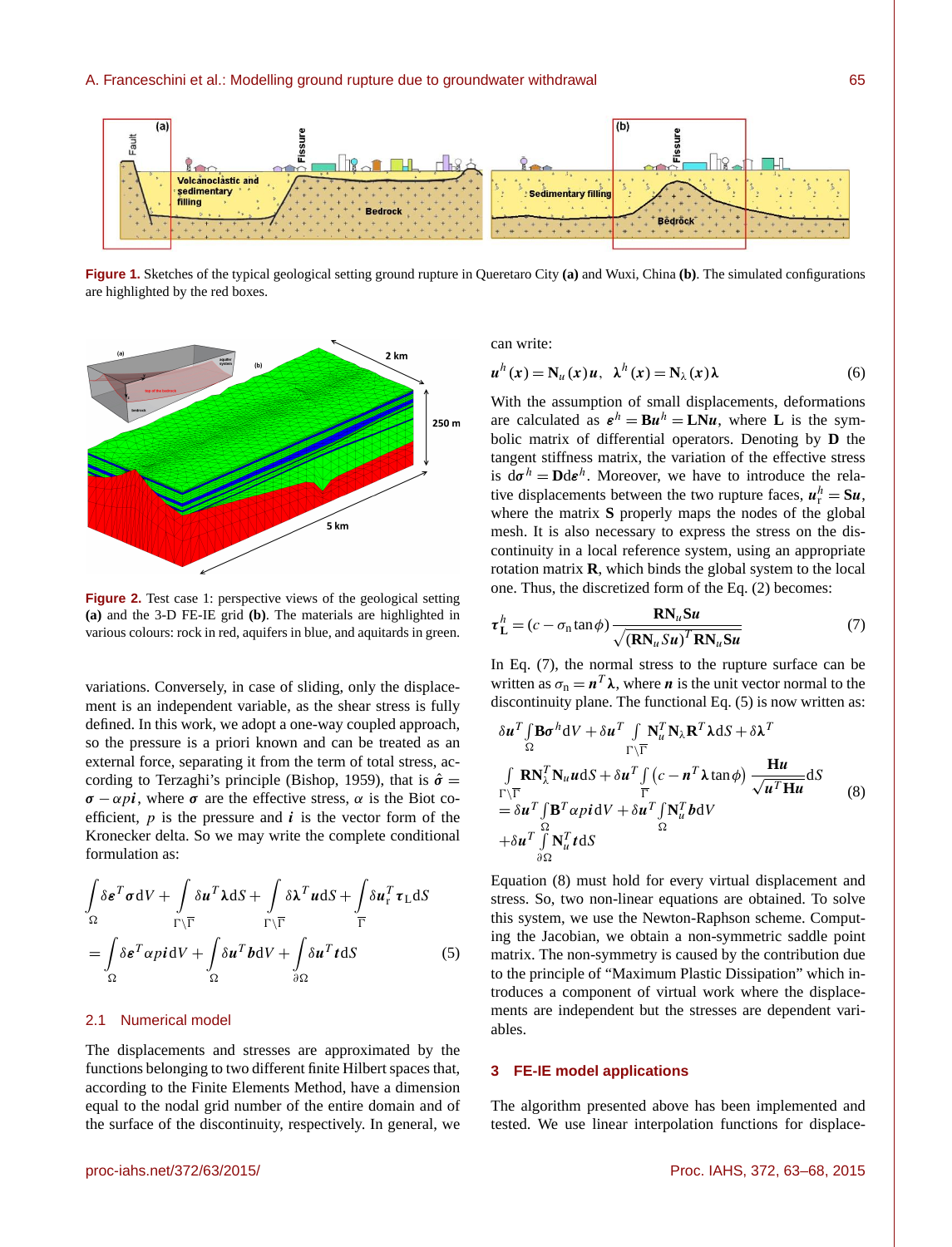**Figure 1.** Sketches of the typical geological setting ground rupture in Queretaro City **(a)** and Wuxi, China **(b)**. The simulated configurations are highlighted by the red boxes.

**Figure 2.** Test case 1: perspective views of the geological setting **(a)** and the 3-D FE-IE grid **(b)**. The materials are highlighted in various colours: rock in red, aquifers in blue, and aquitards in green.

variations. Conversely, in case of sliding, only the displacement is an independent variable, as the shear stress is fully defined. In this work, we adopt a one-way coupled approach, so the pressure is a priori known and can be treated as an external force, separating it from the term of total stress, according to Terzaghi's principle (Bishop, 1959), that is $\hat{\boldsymbol{\sigma}} = \boldsymbol{\sigma} - \alpha p \boldsymbol{i}$, where $\boldsymbol{\sigma}$ are the effective stress, $\alpha$ is the Biot coefficient, $p$ is the pressure and $\boldsymbol{i}$ is the vector form of the Kronecker delta. So we may write the complete conditional formulation as:

$$\int_{\Omega} \delta \boldsymbol{\varepsilon}^T \boldsymbol{\sigma} \mathrm{d}V + \int_{\Gamma \setminus \overline{\Gamma}} \delta \boldsymbol{u}^T \boldsymbol{\lambda} \mathrm{d}S + \int_{\Gamma \setminus \overline{\Gamma}} \delta \boldsymbol{\lambda}^T \boldsymbol{u} \mathrm{d}S + \int_{\overline{\Gamma}} \delta \boldsymbol{u}_{\mathrm{r}}^T \boldsymbol{\tau}_{\mathrm{L}} \mathrm{d}S = \int_{\Omega} \delta \boldsymbol{\varepsilon}^T \alpha p \boldsymbol{i} \mathrm{d}V + \int_{\Omega} \delta \boldsymbol{u}^T \boldsymbol{b} \mathrm{d}V + \int_{\partial\Omega} \delta \boldsymbol{u}^T \boldsymbol{t} \mathrm{d}S \tag{5}$$

## 2.1 Numerical model

The displacements and stresses are approximated by the functions belonging to two different finite Hilbert spaces that, according to the Finite Elements Method, have a dimension equal to the nodal grid number of the entire domain and of the surface of the discontinuity, respectively. In general, we can write:

$$\boldsymbol{u}^h(\boldsymbol{x}) = \mathbf{N}_u(\boldsymbol{x}) \boldsymbol{u}, \quad \boldsymbol{\lambda}^h(\boldsymbol{x}) = \mathbf{N}_\lambda(\boldsymbol{x}) \boldsymbol{\lambda} \tag{6}$$

With the assumption of small displacements, deformations are calculated as $\boldsymbol{\varepsilon}^h = \mathbf{B}\boldsymbol{u}^h = \mathbf{L}\mathbf{N}_u$, where $\mathbf{L}$ is the symbolic matrix of differential operators. Denoting by $\mathbf{D}$ the tangent stiffness matrix, the variation of the effective stress is $\mathrm{d}\boldsymbol{\sigma}^h = \mathbf{D}\mathrm{d}\boldsymbol{\varepsilon}^h$. Moreover, we have to introduce the relative displacements between the two rupture faces, $\boldsymbol{u}_{\mathrm{r}}^h = \mathbf{S}\boldsymbol{u}$, where the matrix $\mathbf{S}$ properly maps the nodes of the global mesh. It is also necessary to express the stress on the discontinuity in a local reference system, using an appropriate rotation matrix $\mathbf{R}$, which binds the global system to the local one. Thus, the discretized form of the Eq. (2) becomes:

$$\boldsymbol{\tau}_{\mathrm{L}}^h = (c - \sigma_{\mathrm{n}} \tan\phi) \frac{\mathbf{R}\mathbf{N}_u \mathbf{S}\boldsymbol{u}}{\sqrt{(\mathbf{R}\mathbf{N}_u \mathbf{S}\boldsymbol{u})^T \mathbf{R}\mathbf{N}_u \mathbf{S}\boldsymbol{u}}} \tag{7}$$

In Eq. (7), the normal stress to the rupture surface can be written as $\sigma_{\mathrm{n}} = \boldsymbol{n}^T \boldsymbol{\lambda}$, where $\boldsymbol{n}$ is the unit vector normal to the discontinuity plane. The functional Eq. (5) is now written as:

$$\begin{aligned}
&\delta \boldsymbol{u}^T \int_{\Omega} \mathbf{B}\boldsymbol{\sigma}^h \mathrm{d}V + \delta \boldsymbol{u}^T \int_{\Gamma \setminus \overline{\Gamma}} \mathbf{N}_u^T \mathbf{N}_\lambda \mathbf{R}^T \boldsymbol{\lambda} \mathrm{d}S + \delta \boldsymbol{\lambda}^T \\
&\int_{\Gamma \setminus \overline{\Gamma}} \mathbf{R}\mathbf{N}_\lambda^T \mathbf{N}_u \boldsymbol{u} \mathrm{d}S + \delta \boldsymbol{u}^T \int_{\overline{\Gamma}} \left(c - \boldsymbol{n}^T \boldsymbol{\lambda} \tan\phi\right) \frac{\mathbf{H}\boldsymbol{u}}{\sqrt{\boldsymbol{u}^T \mathbf{H}\boldsymbol{u}}} \mathrm{d}S \\
&= \delta \boldsymbol{u}^T \int_{\Omega} \mathbf{B}^T \alpha p \boldsymbol{i} \mathrm{d}V + \delta \boldsymbol{u}^T \int_{\Omega} \mathbf{N}_u^T \boldsymbol{b} \mathrm{d}V \\
&+ \delta \boldsymbol{u}^T \int_{\partial\Omega} \mathbf{N}_u^T \boldsymbol{t} \mathrm{d}S
\end{aligned} \tag{8}$$

Equation (8) must hold for every virtual displacement and stress. So, two non-linear equations are obtained. To solve this system, we use the Newton-Raphson scheme. Computing the Jacobian, we obtain a non-symmetric saddle point matrix. The non-symmetry is caused by the contribution due to the principle of "Maximum Plastic Dissipation" which introduces a component of virtual work where the displacements are independent but the stresses are dependent variables.

# 3 FE-IE model applications

The algorithm presented above has been implemented and tested. We use linear interpolation functions for displace-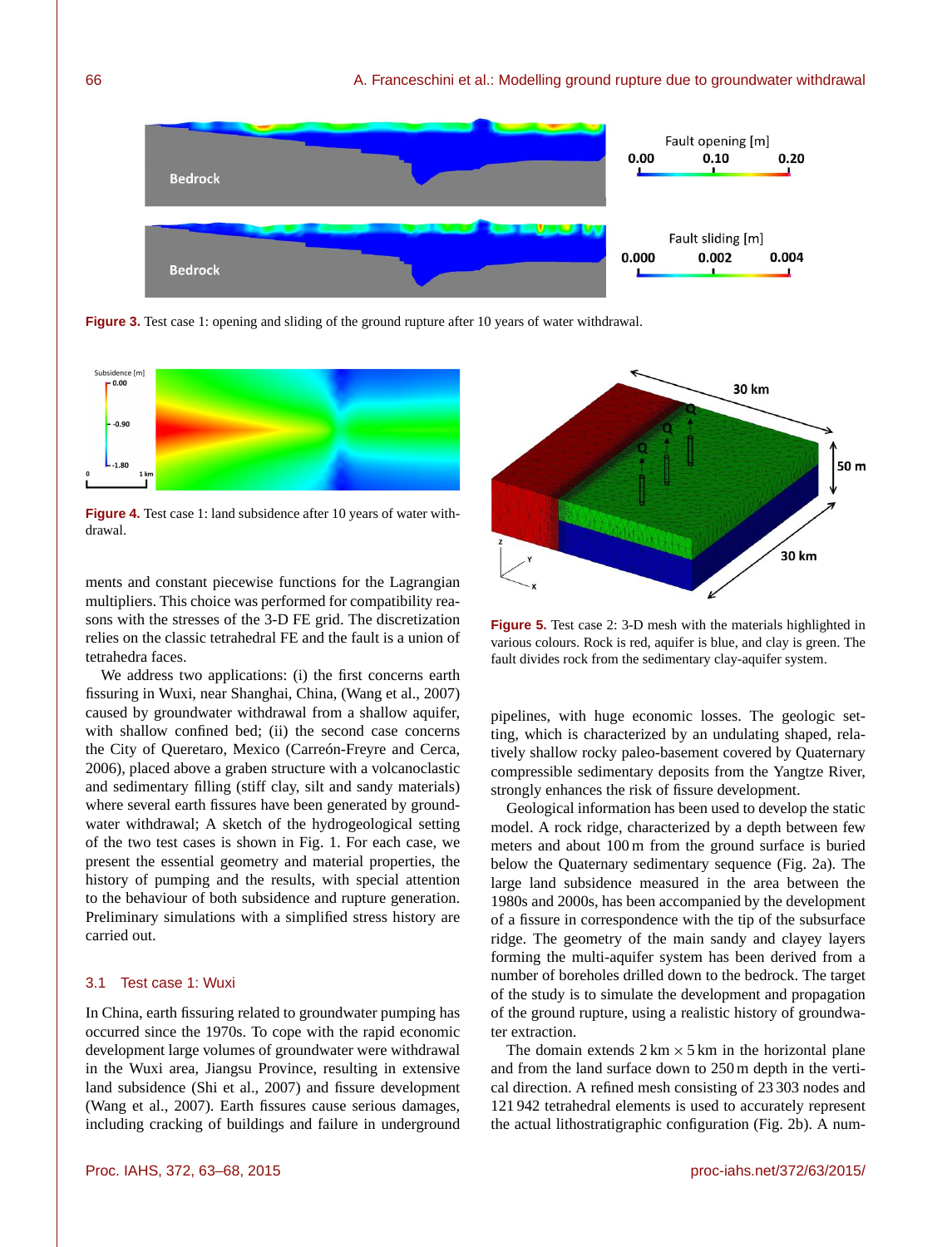**Figure 3.** Test case 1: opening and sliding of the ground rupture after 10 years of water withdrawal.

**Figure 4.** Test case 1: land subsidence after 10 years of water withdrawal.

**Figure 5.** Test case 2: 3-D mesh with the materials highlighted in various colours. Rock is red, aquifer is blue, and clay is green. The fault divides rock from the sedimentary clay-aquifer system.

ments and constant piecewise functions for the Lagrangian multipliers. This choice was performed for compatibility reasons with the stresses of the 3-D FE grid. The discretization relies on the classic tetrahedral FE and the fault is a union of tetrahedra faces.

We address two applications: (i) the first concerns earth fissuring in Wuxi, near Shanghai, China, (Wang et al., 2007) caused by groundwater withdrawal from a shallow aquifer, with shallow confined bed; (ii) the second case concerns the City of Queretaro, Mexico (Carreón-Freyre and Cerca, 2006), placed above a graben structure with a volcanoclastic and sedimentary filling (stiff clay, silt and sandy materials) where several earth fissures have been generated by groundwater withdrawal; A sketch of the hydrogeological setting of the two test cases is shown in Fig. 1. For each case, we present the essential geometry and material properties, the history of pumping and the results, with special attention to the behaviour of both subsidence and rupture generation. Preliminary simulations with a simplified stress history are carried out.

## 3.1 Test case 1: Wuxi

In China, earth fissuring related to groundwater pumping has occurred since the 1970s. To cope with the rapid economic development large volumes of groundwater were withdrawal in the Wuxi area, Jiangsu Province, resulting in extensive land subsidence (Shi et al., 2007) and fissure development (Wang et al., 2007). Earth fissures cause serious damages, including cracking of buildings and failure in underground pipelines, with huge economic losses. The geologic setting, which is characterized by an undulating shaped, relatively shallow rocky paleo-basement covered by Quaternary compressible sedimentary deposits from the Yangtze River, strongly enhances the risk of fissure development.

Geological information has been used to develop the static model. A rock ridge, characterized by a depth between few meters and about 100 m from the ground surface is buried below the Quaternary sedimentary sequence (Fig. 2a). The large land subsidence measured in the area between the 1980s and 2000s, has been accompanied by the development of a fissure in correspondence with the tip of the subsurface ridge. The geometry of the main sandy and clayey layers forming the multi-aquifer system has been derived from a number of boreholes drilled down to the bedrock. The target of the study is to simulate the development and propagation of the ground rupture, using a realistic history of groundwater extraction.

The domain extends 2 km $\times$ 5 km in the horizontal plane and from the land surface down to 250 m depth in the vertical direction. A refined mesh consisting of 23 303 nodes and 121 942 tetrahedral elements is used to accurately represent the actual lithostratigraphic configuration (Fig. 2b). A num-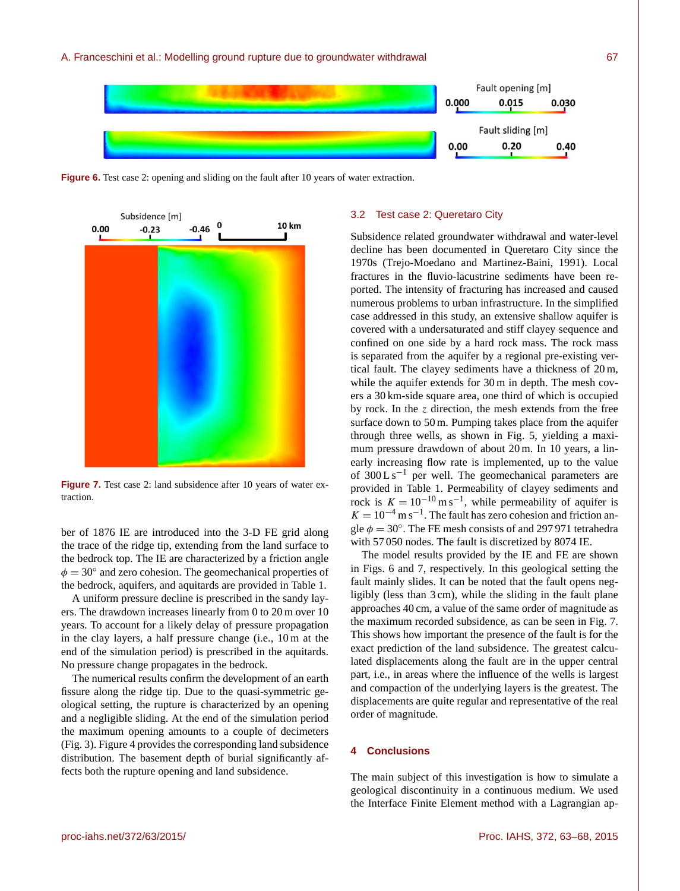Figure 6. Test case 2: opening and sliding on the fault after 10 years of water extraction.

Figure 7. Test case 2: land subsidence after 10 years of water extraction.

ber of 1876 IE are introduced into the 3-D FE grid along the trace of the ridge tip, extending from the land surface to the bedrock top. The IE are characterized by a friction angle $\phi = 30^\circ$ and zero cohesion. The geomechanical properties of the bedrock, aquifers, and aquitards are provided in Table 1.

A uniform pressure decline is prescribed in the sandy layers. The drawdown increases linearly from 0 to 20 m over 10 years. To account for a likely delay of pressure propagation in the clay layers, a half pressure change (i.e., 10 m at the end of the simulation period) is prescribed in the aquitards. No pressure change propagates in the bedrock.

The numerical results confirm the development of an earth fissure along the ridge tip. Due to the quasi-symmetric geological setting, the rupture is characterized by an opening and a negligible sliding. At the end of the simulation period the maximum opening amounts to a couple of decimeters (Fig. 3). Figure 4 provides the corresponding land subsidence distribution. The basement depth of burial significantly affects both the rupture opening and land subsidence.

## 3.2 Test case 2: Queretaro City

Subsidence related groundwater withdrawal and water-level decline has been documented in Queretaro City since the 1970s (Trejo-Moedano and Martinez-Baini, 1991). Local fractures in the fluvio-lacustrine sediments have been reported. The intensity of fracturing has increased and caused numerous problems to urban infrastructure. In the simplified case addressed in this study, an extensive shallow aquifer is covered with a undersaturated and stiff clayey sequence and confined on one side by a hard rock mass. The rock mass is separated from the aquifer by a regional pre-existing vertical fault. The clayey sediments have a thickness of 20 m, while the aquifer extends for 30 m in depth. The mesh covers a 30 km-side square area, one third of which is occupied by rock. In the $z$ direction, the mesh extends from the free surface down to 50 m. Pumping takes place from the aquifer through three wells, as shown in Fig. 5, yielding a maximum pressure drawdown of about 20 m. In 10 years, a linearly increasing flow rate is implemented, up to the value of $300\,\mathrm{L\,s^{-1}}$ per well. The geomechanical parameters are provided in Table 1. Permeability of clayey sediments and rock is $K = 10^{-10}\,\mathrm{m\,s^{-1}}$, while permeability of aquifer is $K = 10^{-4}\,\mathrm{m\,s^{-1}}$. The fault has zero cohesion and friction angle $\phi = 30^\circ$. The FE mesh consists of and 297 971 tetrahedra with 57 050 nodes. The fault is discretized by 8074 IE.

The model results provided by the IE and FE are shown in Figs. 6 and 7, respectively. In this geological setting the fault mainly slides. It can be noted that the fault opens negligibly (less than 3 cm), while the sliding in the fault plane approaches 40 cm, a value of the same order of magnitude as the maximum recorded subsidence, as can be seen in Fig. 7. This shows how important the presence of the fault is for the exact prediction of the land subsidence. The greatest calculated displacements along the fault are in the upper central part, i.e., in areas where the influence of the wells is largest and compaction of the underlying layers is the greatest. The displacements are quite regular and representative of the real order of magnitude.

# 4 Conclusions

The main subject of this investigation is how to simulate a geological discontinuity in a continuous medium. We used the Interface Finite Element method with a Lagrangian ap-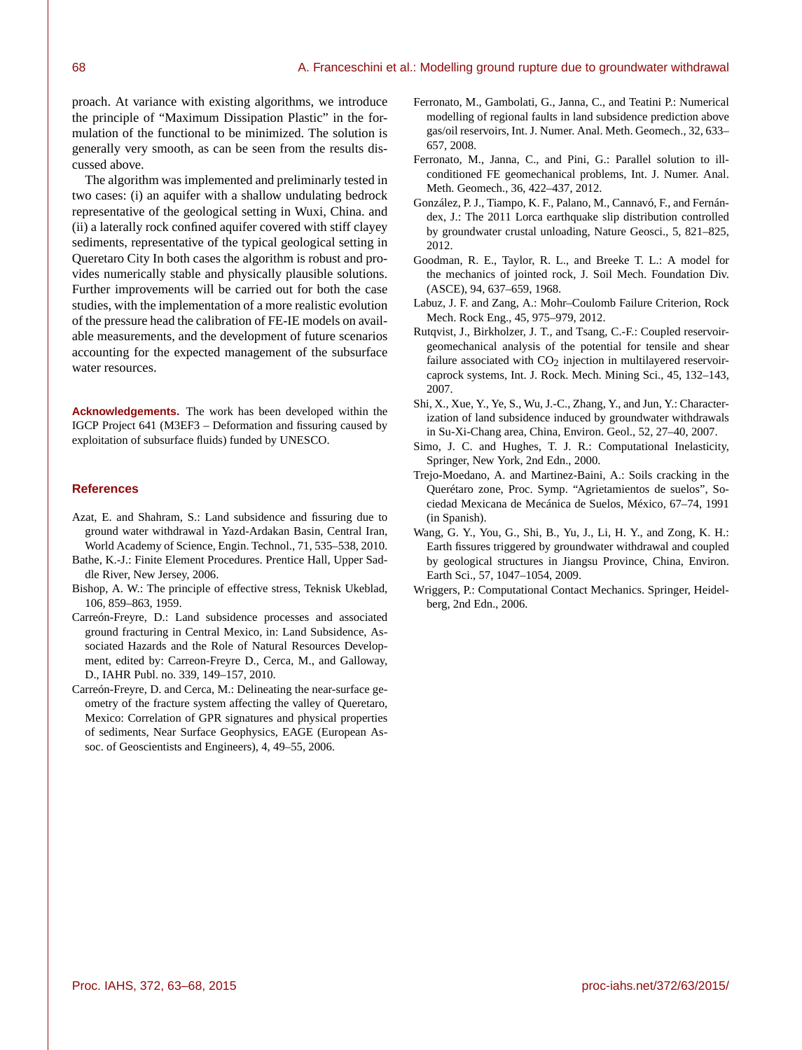proach. At variance with existing algorithms, we introduce the principle of "Maximum Dissipation Plastic" in the formulation of the functional to be minimized. The solution is generally very smooth, as can be seen from the results discussed above.

The algorithm was implemented and preliminarly tested in two cases: (i) an aquifer with a shallow undulating bedrock representative of the geological setting in Wuxi, China. and (ii) a laterally rock confined aquifer covered with stiff clayey sediments, representative of the typical geological setting in Queretaro City In both cases the algorithm is robust and provides numerically stable and physically plausible solutions. Further improvements will be carried out for both the case studies, with the implementation of a more realistic evolution of the pressure head the calibration of FE-IE models on available measurements, and the development of future scenarios accounting for the expected management of the subsurface water resources.

**Acknowledgements.** The work has been developed within the IGCP Project 641 (M3EF3 – Deformation and fissuring caused by exploitation of subsurface fluids) funded by UNESCO.

## References

Azat, E. and Shahram, S.: Land subsidence and fissuring due to ground water withdrawal in Yazd-Ardakan Basin, Central Iran, World Academy of Science, Engin. Technol., 71, 535–538, 2010.

Bathe, K.-J.: Finite Element Procedures. Prentice Hall, Upper Saddle River, New Jersey, 2006.

Bishop, A. W.: The principle of effective stress, Teknisk Ukeblad, 106, 859–863, 1959.

Carreón-Freyre, D.: Land subsidence processes and associated ground fracturing in Central Mexico, in: Land Subsidence, Associated Hazards and the Role of Natural Resources Development, edited by: Carreon-Freyre D., Cerca, M., and Galloway, D., IAHR Publ. no. 339, 149–157, 2010.

Carreón-Freyre, D. and Cerca, M.: Delineating the near-surface geometry of the fracture system affecting the valley of Queretaro, Mexico: Correlation of GPR signatures and physical properties of sediments, Near Surface Geophysics, EAGE (European Assoc. of Geoscientists and Engineers), 4, 49–55, 2006.

Ferronato, M., Gambolati, G., Janna, C., and Teatini P.: Numerical modelling of regional faults in land subsidence prediction above gas/oil reservoirs, Int. J. Numer. Anal. Meth. Geomech., 32, 633–657, 2008.

Ferronato, M., Janna, C., and Pini, G.: Parallel solution to ill-conditioned FE geomechanical problems, Int. J. Numer. Anal. Meth. Geomech., 36, 422–437, 2012.

González, P. J., Tiampo, K. F., Palano, M., Cannavó, F., and Fernández, J.: The 2011 Lorca earthquake slip distribution controlled by groundwater crustal unloading, Nature Geosci., 5, 821–825, 2012.

Goodman, R. E., Taylor, R. L., and Breeke T. L.: A model for the mechanics of jointed rock, J. Soil Mech. Foundation Div. (ASCE), 94, 637–659, 1968.

Labuz, J. F. and Zang, A.: Mohr–Coulomb Failure Criterion, Rock Mech. Rock Eng., 45, 975–979, 2012.

Rutqvist, J., Birkholzer, J. T., and Tsang, C.-F.: Coupled reservoir-geomechanical analysis of the potential for tensile and shear failure associated with $CO_2$ injection in multilayered reservoir-caprock systems, Int. J. Rock. Mech. Mining Sci., 45, 132–143, 2007.

Shi, X., Xue, Y., Ye, S., Wu, J.-C., Zhang, Y., and Jun, Y.: Characterization of land subsidence induced by groundwater withdrawals in Su-Xi-Chang area, China, Environ. Geol., 52, 27–40, 2007.

Simo, J. C. and Hughes, T. J. R.: Computational Inelasticity, Springer, New York, 2nd Edn., 2000.

Trejo-Moedano, A. and Martinez-Baini, A.: Soils cracking in the Querétaro zone, Proc. Symp. "Agrietamientos de suelos", Sociedad Mexicana de Mecánica de Suelos, México, 67–74, 1991 (in Spanish).

Wang, G. Y., You, G., Shi, B., Yu, J., Li, H. Y., and Zong, K. H.: Earth fissures triggered by groundwater withdrawal and coupled by geological structures in Jiangsu Province, China, Environ. Earth Sci., 57, 1047–1054, 2009.

Wriggers, P.: Computational Contact Mechanics. Springer, Heidelberg, 2nd Edn., 2006.